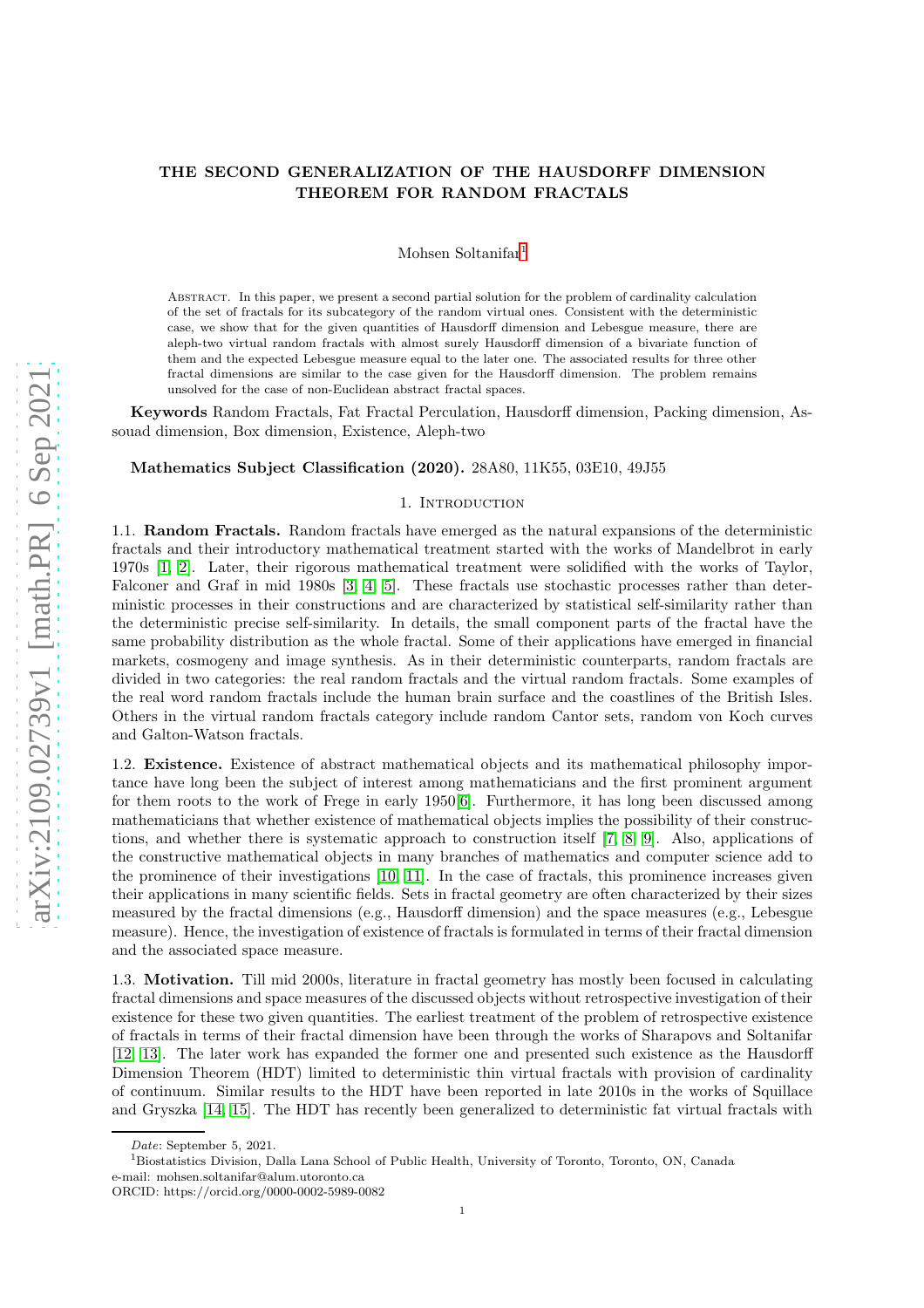# THE SECOND GENERALIZATION OF THE HAUSDORFF DIMENSION THEOREM FOR RANDOM FRACTALS

Mohsen Soltanifar[1]

Abstract. In this paper, we present a second partial solution for the problem of cardinality calculation of the set of fractals for its subcategory of the random virtual ones. Consistent with the deterministic case, we show that for the given quantities of Hausdorff dimension and Lebesgue measure, there are aleph-two virtual random fractals with almost surely Hausdorff dimension of a bivariate function of them and the expected Lebesgue measure equal to the later one. The associated results for three other fractal dimensions are similar to the case given for the Hausdorff dimension. The problem remains unsolved for the case of non-Euclidean abstract fractal spaces.

**Keywords** Random Fractals, Fat Fractal Perculation, Hausdorff dimension, Packing dimension, Assouad dimension, Box dimension, Existence, Aleph-two

**Mathematics Subject Classification (2020).** 28A80, 11K55, 03E10, 49J55

## 1. Introduction

1.1. **Random Fractals.** Random fractals have emerged as the natural expansions of the deterministic fractals and their introductory mathematical treatment started with the works of Mandelbrot in early 1970s [1, 2]. Later, their rigorous mathematical treatment were solidified with the works of Taylor, Falconer and Graf in mid 1980s [3, 4, 5]. These fractals use stochastic processes rather than deterministic processes in their constructions and are characterized by statistical self-similarity rather than the deterministic precise self-similarity. In details, the small component parts of the fractal have the same probability distribution as the whole fractal. Some of their applications have emerged in financial markets, cosmogeny and image synthesis. As in their deterministic counterparts, random fractals are divided in two categories: the real random fractals and the virtual random fractals. Some examples of the real word random fractals include the human brain surface and the coastlines of the British Isles. Others in the virtual random fractals category include random Cantor sets, random von Koch curves and Galton-Watson fractals.

1.2. **Existence.** Existence of abstract mathematical objects and its mathematical philosophy importance have long been the subject of interest among mathematicians and the first prominent argument for them roots to the work of Frege in early 1950[6]. Furthermore, it has long been discussed among mathematicians that whether existence of mathematical objects implies the possibility of their constructions, and whether there is systematic approach to construction itself [7, 8, 9]. Also, applications of the constructive mathematical objects in many branches of mathematics and computer science add to the prominence of their investigations [10, 11]. In the case of fractals, this prominence increases given their applications in many scientific fields. Sets in fractal geometry are often characterized by their sizes measured by the fractal dimensions (e.g., Hausdorff dimension) and the space measures (e.g., Lebesgue measure). Hence, the investigation of existence of fractals is formulated in terms of their fractal dimension and the associated space measure.

1.3. **Motivation.** Till mid 2000s, literature in fractal geometry has mostly been focused in calculating fractal dimensions and space measures of the discussed objects without retrospective investigation of their existence for these two given quantities. The earliest treatment of the problem of retrospective existence of fractals in terms of their fractal dimension have been through the works of Sharapovs and Soltanifar [12, 13]. The later work has expanded the former one and presented such existence as the Hausdorff Dimension Theorem (HDT) limited to deterministic thin virtual fractals with provision of cardinality of continuum. Similar results to the HDT have been reported in late 2010s in the works of Squillace and Gryszka [14, 15]. The HDT has recently been generalized to deterministic fat virtual fractals with

*Date*: September 5, 2021.

[1]Biostatistics Division, Dalla Lana School of Public Health, University of Toronto, Toronto, ON, Canada
e-mail: mohsen.soltanifar@alum.utoronto.ca
ORCID: https://orcid.org/0000-0002-5989-0082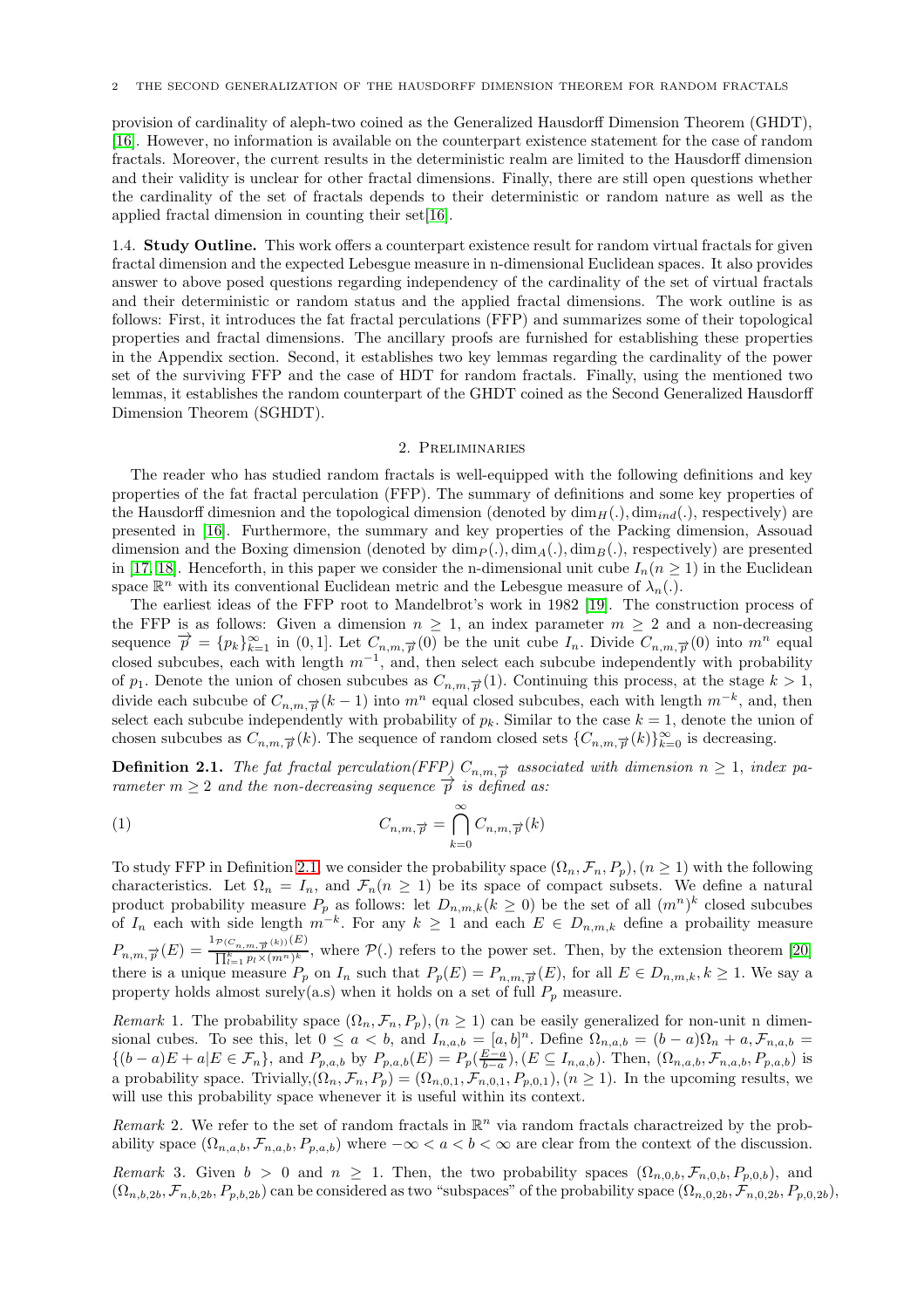provision of cardinality of aleph-two coined as the Generalized Hausdorff Dimension Theorem (GHDT), [16]. However, no information is available on the counterpart existence statement for the case of random fractals. Moreover, the current results in the deterministic realm are limited to the Hausdorff dimension and their validity is unclear for other fractal dimensions. Finally, there are still open questions whether the cardinality of the set of fractals depends to their deterministic or random nature as well as the applied fractal dimension in counting their set[16].

### 1.4. Study Outline.

This work offers a counterpart existence result for random virtual fractals for given fractal dimension and the expected Lebesgue measure in n-dimensional Euclidean spaces. It also provides answer to above posed questions regarding independency of the cardinality of the set of virtual fractals and their deterministic or random status and the applied fractal dimensions. The work outline is as follows: First, it introduces the fat fractal perculations (FFP) and summarizes some of their topological properties and fractal dimensions. The ancillary proofs are furnished for establishing these properties in the Appendix section. Second, it establishes two key lemmas regarding the cardinality of the power set of the surviving FFP and the case of HDT for random fractals. Finally, using the mentioned two lemmas, it establishes the random counterpart of the GHDT coined as the Second Generalized Hausdorff Dimension Theorem (SGHDT).

## 2. Preliminaries

The reader who has studied random fractals is well-equipped with the following definitions and key properties of the fat fractal perculation (FFP). The summary of definitions and some key properties of the Hausdorff dimesnion and the topological dimension (denoted by $\dim_H(.), \dim_{ind}(.)$, respectively) are presented in [16]. Furthermore, the summary and key properties of the Packing dimension, Assouad dimension and the Boxing dimension (denoted by $\dim_P(.), \dim_A(.), \dim_B(.)$, respectively) are presented in [17, 18]. Henceforth, in this paper we consider the n-dimensional unit cube $I_n (n \geq 1)$ in the Euclidean space $\mathbb{R}^n$ with its conventional Euclidean metric and the Lebesgue measure of $\lambda_n(.)$.

The earliest ideas of the FFP root to Mandelbrot's work in 1982 [19]. The construction process of the FFP is as follows: Given a dimension $n \geq 1$, an index parameter $m \geq 2$ and a non-decreasing sequence $\overrightarrow{p} = \{p_k\}_{k=1}^{\infty}$ in $(0, 1]$. Let $C_{n,m,\overrightarrow{p}}(0)$ be the unit cube $I_n$. Divide $C_{n,m,\overrightarrow{p}}(0)$ into $m^n$ equal closed subcubes, each with length $m^{-1}$, and, then select each subcube independently with probability of $p_1$. Denote the union of chosen subcubes as $C_{n,m,\overrightarrow{p}}(1)$. Continuing this process, at the stage $k > 1$, divide each subcube of $C_{n,m,\overrightarrow{p}}(k-1)$ into $m^n$ equal closed subcubes, each with length $m^{-k}$, and, then select each subcube independently with probability of $p_k$. Similar to the case $k = 1$, denote the union of chosen subcubes as $C_{n,m,\overrightarrow{p}}(k)$. The sequence of random closed sets $\{C_{n,m,\overrightarrow{p}}(k)\}_{k=0}^{\infty}$ is decreasing.

**Definition 2.1.** *The fat fractal perculation(FFP) $C_{n,m,\overrightarrow{p}}$ associated with dimension $n \geq 1$, index parameter $m \geq 2$ and the non-decreasing sequence $\overrightarrow{p}$ is defined as:*

$$C_{n,m,\overrightarrow{p}} = \bigcap_{k=0}^{\infty} C_{n,m,\overrightarrow{p}}(k) \tag{1}$$

To study FFP in Definition 2.1 we consider the probability space $(\Omega_n, \mathcal{F}_n, P_p), (n \geq 1)$ with the following characteristics. Let $\Omega_n = I_n$, and $\mathcal{F}_n (n \geq 1)$ be its space of compact subsets. We define a natural product probability measure $P_p$ as follows: let $D_{n,m,k} (k \geq 0)$ be the set of all $(m^n)^k$ closed subcubes of $I_n$ each with side length $m^{-k}$. For any $k \geq 1$ and each $E \in D_{n,m,k}$ define a probaility measure $P_{n,m,\overrightarrow{p}}(E) = \frac{1_{\mathcal{P}(C_{n,m,\overrightarrow{p}}(k))}(E)}{\prod_{l=1}^{k} p_l \times (m^n)^k}$, where $\mathcal{P}(.)$ refers to the power set. Then, by the extension theorem [20] there is a unique measure $P_p$ on $I_n$ such that $P_p(E) = P_{n,m,\overrightarrow{p}}(E)$, for all $E \in D_{n,m,k}, k \geq 1$. We say a property holds almost surely(a.s) when it holds on a set of full $P_p$ measure.

*Remark* 1. The probability space $(\Omega_n, \mathcal{F}_n, P_p), (n \geq 1)$ can be easily generalized for non-unit n dimensional cubes. To see this, let $0 \leq a < b$, and $I_{n,a,b} = [a, b]^n$. Define $\Omega_{n,a,b} = (b-a)\Omega_n + a, \mathcal{F}_{n,a,b} = \{(b-a)E + a | E \in \mathcal{F}_n\}$, and $P_{p,a,b}$ by $P_{p,a,b}(E) = P_p(\frac{E-a}{b-a}), (E \subseteq I_{n,a,b})$. Then, $(\Omega_{n,a,b}, \mathcal{F}_{n,a,b}, P_{p,a,b})$ is a probability space. Trivially,$(\Omega_n, \mathcal{F}_n, P_p) = (\Omega_{n,0,1}, \mathcal{F}_{n,0,1}, P_{p,0,1}), (n \geq 1)$. In the upcoming results, we will use this probability space whenever it is useful within its context.

*Remark* 2. We refer to the set of random fractals in $\mathbb{R}^n$ via random fractals charactreized by the probability space $(\Omega_{n,a,b}, \mathcal{F}_{n,a,b}, P_{p,a,b})$ where $-\infty < a < b < \infty$ are clear from the context of the discussion.

*Remark* 3. Given $b > 0$ and $n \geq 1$. Then, the two probability spaces $(\Omega_{n,0,b}, \mathcal{F}_{n,0,b}, P_{p,0,b})$, and $(\Omega_{n,b,2b}, \mathcal{F}_{n,b,2b}, P_{p,b,2b})$ can be considered as two "subspaces" of the probability space $(\Omega_{n,0,2b}, \mathcal{F}_{n,0,2b}, P_{p,0,2b})$,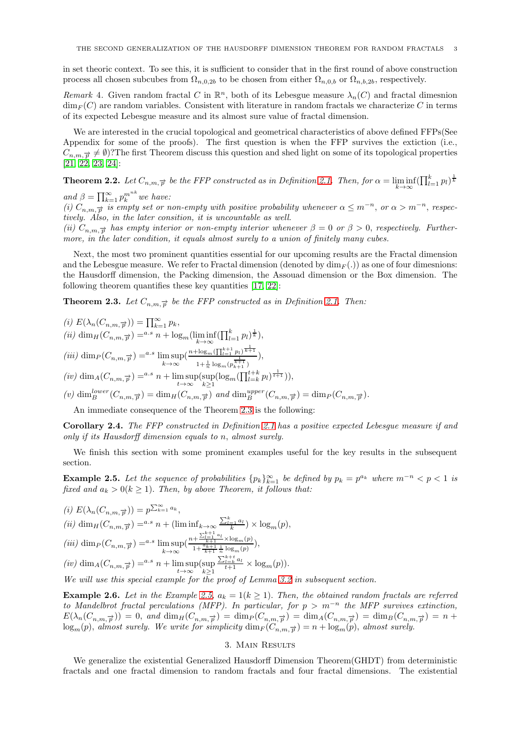in set theoric context. To see this, it is sufficient to consider that in the first round of above construction process all chosen subcubes from $\Omega_{n,0,2b}$ to be chosen from either $\Omega_{n,0,b}$ or $\Omega_{n,b,2b}$, respectively.

*Remark* 4. Given random fractal $C$ in $\mathbb{R}^n$, both of its Lebesgue measure $\lambda_n(C)$ and fractal dimesnion $\dim_F(C)$ are random variables. Consistent with literature in random fractals we characterize $C$ in terms of its expected Lebesgue measure and its almost sure value of fractal dimension.

We are interested in the crucial topological and geometrical characteristics of above defined FFPs(See Appendix for some of the proofs). The first question is when the FFP survives the extiction (i.e., $C_{n,m,\overrightarrow{p}} \neq \emptyset$)?The first Theorem discuss this question and shed light on some of its topological properties [21, 22, 23, 24]:

**Theorem 2.2.** *Let $C_{n,m,\overrightarrow{p}}$ be the FFP constructed as in Definition 2.1. Then, for $\alpha = \liminf_{k\to\infty}(\prod_{l=1}^{k} p_l)^{\frac{1}{k}}$ and $\beta = \prod_{k=1}^{\infty} p_k^{m^{nk}}$ we have:*
*(i) $C_{n,m,\overrightarrow{p}}$ is empty set or non-empty with positive probability whenever $\alpha \leq m^{-n}$, or $\alpha > m^{-n}$, respectively. Also, in the later consition, it is uncountable as well.*
*(ii) $C_{n,m,\overrightarrow{p}}$ has empty interior or non-empty interior whenever $\beta = 0$ or $\beta > 0$, respectively. Furthermore, in the later condition, it equals almost surely to a union of finitely many cubes.*

Next, the most two prominent quantities essential for our upcoming results are the Fractal dimension and the Lebesgue measure. We refer to Fractal dimension (denoted by $\dim_F(.)$) as one of four dimesnions: the Hausdorff dimension, the Packing dimension, the Assouad dimension or the Box dimension. The following theorem quantifies these key quantities [17, 22]:

**Theorem 2.3.** *Let $C_{n,m,\overrightarrow{p}}$ be the FFP constructed as in Definition 2.1. Then:*

*(i)* $E(\lambda_n(C_{n,m,\overrightarrow{p}})) = \prod_{k=1}^{\infty} p_k$,
*(ii)* $\dim_H(C_{n,m,\overrightarrow{p}}) =^{a.s} n + \log_m(\liminf_{k\to\infty}(\prod_{l=1}^{k} p_l)^{\frac{1}{k}})$,
*(iii)* $\dim_P(C_{n,m,\overrightarrow{p}}) =^{a.s} \limsup_{k\to\infty}\left(\frac{n+\log_m(\prod_{l=1}^{k+1} p_l)^{\frac{1}{k+1}}}{1+\frac{1}{n}\log_m(p_{k+1}^{\frac{1}{k+1}})}\right)$,
*(iv)* $\dim_A(C_{n,m,\overrightarrow{p}}) =^{a.s} n + \limsup_{t\to\infty}(\sup_{k\geq 1}(\log_m(\prod_{l=k}^{t+k} p_l)^{\frac{1}{t+1}}))$,
*(v)* $\dim_B^{lower}(C_{n,m,\overrightarrow{p}}) = \dim_H(C_{n,m,\overrightarrow{p}})$ *and* $\dim_B^{upper}(C_{n,m,\overrightarrow{p}}) = \dim_P(C_{n,m,\overrightarrow{p}})$.

An immediate consequence of the Theorem 2.3 is the following:

**Corollary 2.4.** *The FFP constructed in Definition 2.1 has a positive expected Lebesgue measure if and only if its Hausdorff dimension equals to $n$, almost surely.*

We finish this section with some prominent examples useful for the key results in the subsequent section.

**Example 2.5.** *Let the sequence of probabilities $\{p_k\}_{k=1}^{\infty}$ be defined by $p_k = p^{a_k}$ where $m^{-n} < p < 1$ is fixed and $a_k > 0 (k \geq 1)$. Then, by above Theorem, it follows that:*

*(i)* $E(\lambda_n(C_{n,m,\overrightarrow{p}})) = p^{\sum_{k=1}^{\infty} a_k}$,
*(ii)* $\dim_H(C_{n,m,\overrightarrow{p}}) =^{a.s} n + (\liminf_{k\to\infty} \frac{\sum_{l=1}^{k} a_l}{k}) \times \log_m(p)$,
*(iii)* $\dim_P(C_{n,m,\overrightarrow{p}}) =^{a.s} \limsup_{k\to\infty}\left(\frac{n+\frac{\sum_{l=1}^{k+1} a_l}{k+1}\times\log_m(p)}{1+\frac{a_{k+1}}{k+1}\frac{1}{n}\log_m(p)}\right)$,
*(iv)* $\dim_A(C_{n,m,\overrightarrow{p}}) =^{a.s} n + \limsup_{t\to\infty}(\sup_{k\geq 1} \frac{\sum_{l=k}^{k+t} a_l}{t+1} \times \log_m(p))$.
*We will use this special example for the proof of Lemma 3.2 in subsequent section.*

**Example 2.6.** *Let in the Example 2.5, $a_k = 1 (k \geq 1)$. Then, the obtained random fractals are referred to Mandelbrot fractal perculations (MFP). In particular, for $p > m^{-n}$ the MFP survives extinction, $E(\lambda_n(C_{n,m,\overrightarrow{p}})) = 0$, and $\dim_H(C_{n,m,\overrightarrow{p}}) = \dim_P(C_{n,m,\overrightarrow{p}}) = \dim_A(C_{n,m,\overrightarrow{p}}) = \dim_B(C_{n,m,\overrightarrow{p}}) = n + \log_m(p)$, almost surely. We write for simplicity $\dim_F(C_{n,m,\overrightarrow{p}}) = n + \log_m(p)$, almost surely.*

## 3. Main Results

We generalize the existential Generalized Hausdorff Dimension Theorem(GHDT) from deterministic fractals and one fractal dimension to random fractals and four fractal dimensions. The existential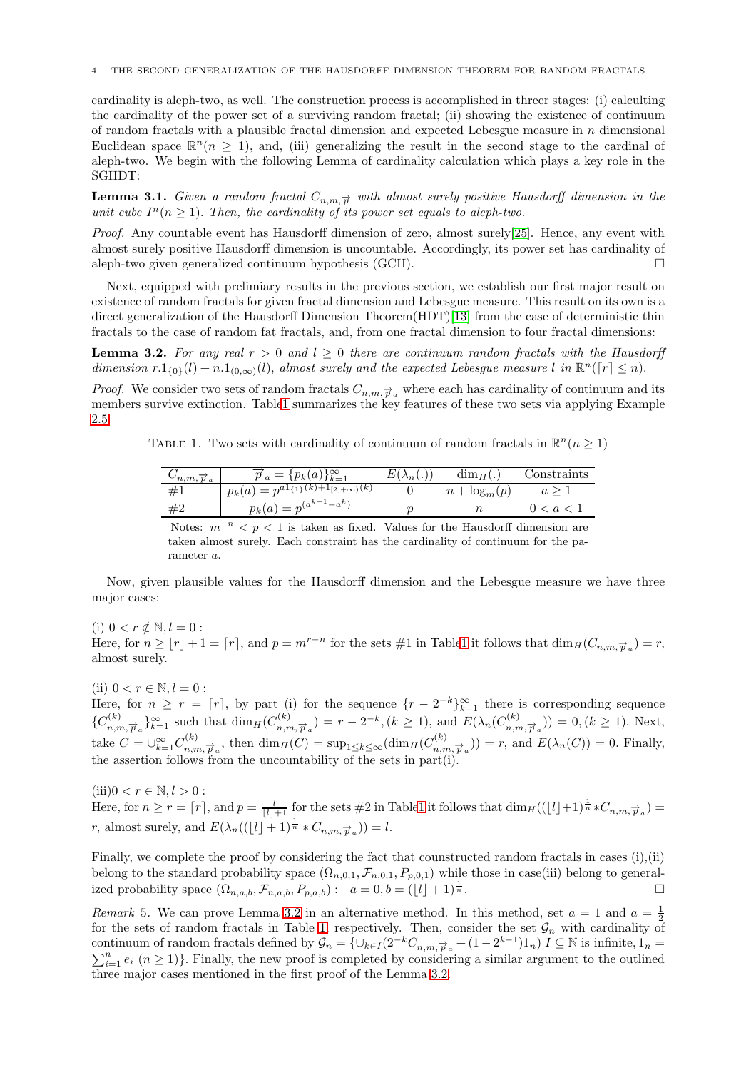cardinality is aleph-two, as well. The construction process is accomplished in threer stages: (i) calculting the cardinality of the power set of a surviving random fractal; (ii) showing the existence of continuum of random fractals with a plausible fractal dimension and expected Lebesgue measure in $n$ dimensional Euclidean space $\mathbb{R}^n(n \geq 1)$, and, (iii) generalizing the result in the second stage to the cardinal of aleph-two. We begin with the following Lemma of cardinality calculation which plays a key role in the SGHDT:

**Lemma 3.1.** *Given a random fractal $C_{n,m,\overrightarrow{p}}$ with almost surely positive Hausdorff dimension in the unit cube $I^n(n \geq 1)$. Then, the cardinality of its power set equals to aleph-two.*

*Proof.* Any countable event has Hausdorff dimension of zero, almost surely[25]. Hence, any event with almost surely positive Hausdorff dimension is uncountable. Accordingly, its power set has cardinality of aleph-two given generalized continuum hypothesis (GCH). □

Next, equipped with preliminary results in the previous section, we establish our first major result on existence of random fractals for given fractal dimension and Lebesgue measure. This result on its own is a direct generalization of the Hausdorff Dimension Theorem(HDT)[13] from the case of deterministic thin fractals to the case of random fat fractals, and, from one fractal dimension to four fractal dimensions:

**Lemma 3.2.** *For any real $r > 0$ and $l \geq 0$ there are continuum random fractals with the Hausdorff dimension $r.1_{\{0\}}(l) + n.1_{(0,\infty)}(l)$, almost surely and the expected Lebesgue measure $l$ in $\mathbb{R}^n(\lceil r \rceil \leq n)$.*

*Proof.* We consider two sets of random fractals $C_{n,m,\overrightarrow{p}_a}$ where each has cardinality of continuum and its members survive extinction. Tabl1 summarizes the key features of these two sets via applying Example 2.5

Table 1. Two sets with cardinality of continuum of random fractals in $\mathbb{R}^n(n \geq 1)$

| $C_{n,m,\overrightarrow{p}_a}$ | $\overrightarrow{p}_a = \{p_k(a)\}_{k=1}^{\infty}$ | $E(\lambda_n(.))$ | $\dim_H(.)$ | Constraints |
|---|---|---|---|---|
| #1 | $p_k(a) = p^{a1_{\{1\}}(k)+1_{[2,+\infty)}(k)}$ | $0$ | $n + \log_m(p)$ | $a \geq 1$ |
| #2 | $p_k(a) = p^{(a^{k-1}-a^k)}$ | $p$ | $n$ | $0 < a < 1$ |

Notes: $m^{-n} < p < 1$ is taken as fixed. Values for the Hausdorff dimension are taken almost surely. Each constraint has the cardinality of continuum for the parameter $a$.

Now, given plausible values for the Hausdorff dimension and the Lebesgue measure we have three major cases:

(i) $0 < r \notin \mathbb{N}, l = 0$ :
Here, for $n \geq \lfloor r \rfloor + 1 = \lceil r \rceil$, and $p = m^{r-n}$ for the sets #1 in Tabl1 it follows that $\dim_H(C_{n,m,\overrightarrow{p}_a}) = r$, almost surely.

(ii) $0 < r \in \mathbb{N}, l = 0$ :
Here, for $n \geq r = \lceil r \rceil$, by part (i) for the sequence $\{r - 2^{-k}\}_{k=1}^{\infty}$ there is corresponding sequence $\{C^{(k)}_{n,m,\overrightarrow{p}_a}\}_{k=1}^{\infty}$ such that $\dim_H(C^{(k)}_{n,m,\overrightarrow{p}_a}) = r - 2^{-k}, (k \geq 1)$, and $E(\lambda_n(C^{(k)}_{n,m,\overrightarrow{p}_a})) = 0, (k \geq 1)$. Next, take $C = \cup_{k=1}^{\infty} C^{(k)}_{n,m,\overrightarrow{p}_a}$, then $\dim_H(C) = \sup_{1 \leq k \leq \infty}(\dim_H(C^{(k)}_{n,m,\overrightarrow{p}_a})) = r$, and $E(\lambda_n(C)) = 0$. Finally, the assertion follows from the uncountability of the sets in part(i).

(iii)$0 < r \in \mathbb{N}, l > 0$ :
Here, for $n \geq r = \lceil r \rceil$, and $p = \frac{l}{\lfloor l \rfloor + 1}$ for the sets #2 in Tabl1 it follows that $\dim_H((\lfloor l \rfloor + 1)^{\frac{1}{n}} * C_{n,m,\overrightarrow{p}_a}) = r$, almost surely, and $E(\lambda_n((\lfloor l \rfloor + 1)^{\frac{1}{n}} * C_{n,m,\overrightarrow{p}_a})) = l$.

Finally, we complete the proof by considering the fact that counstructed random fractals in cases (i),(ii) belong to the standard probability space $(\Omega_{n,0,1}, \mathcal{F}_{n,0,1}, P_{p,0,1})$ while those in case(iii) belong to generalized probability space $(\Omega_{n,a,b}, \mathcal{F}_{n,a,b}, P_{p,a,b}) : \quad a = 0, b = (\lfloor l \rfloor + 1)^{\frac{1}{n}}$. □

*Remark* 5. We can prove Lemma 3.2 in an alternative method. In this method, set $a = 1$ and $a = \frac{1}{2}$ for the sets of random fractals in Table 1, respectively. Then, consider the set $\mathcal{G}_n$ with cardinality of continuum of random fractals defined by $\mathcal{G}_n = \{\cup_{k \in I}(2^{-k} C_{n,m,\overrightarrow{p}_a} + (1 - 2^{k-1})1_n) | I \subseteq \mathbb{N} \text{ is infinite}, 1_n = \sum_{i=1}^{n} e_i \ (n \geq 1)\}$. Finally, the new proof is completed by considering a similar argument to the outlined three major cases mentioned in the first proof of the Lemma 3.2.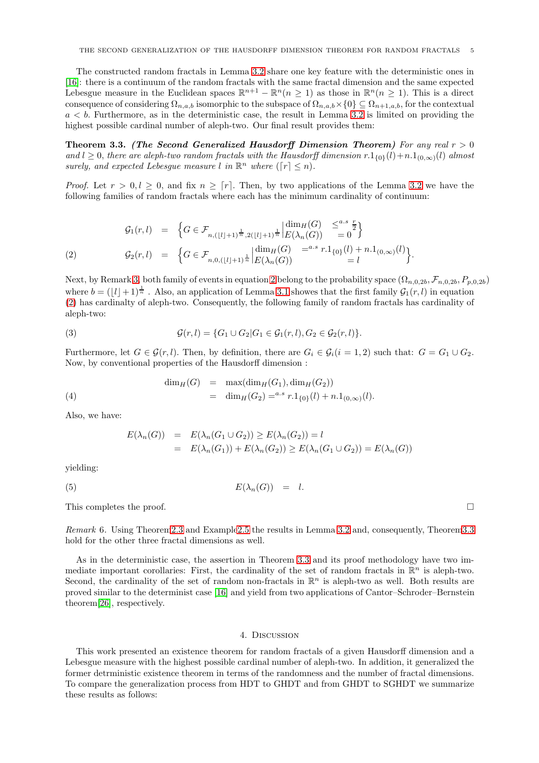The constructed random fractals in Lemma 3.2 share one key feature with the deterministic ones in [16]: there is a continuum of the random fractals with the same fractal dimension and the same expected Lebesgue measure in the Euclidean spaces $\mathbb{R}^{n+1} - \mathbb{R}^n (n \geq 1)$ as those in $\mathbb{R}^n (n \geq 1)$. This is a direct consequence of considering $\Omega_{n,a,b}$ isomorphic to the subspace of $\Omega_{n,a,b} \times \{0\} \subseteq \Omega_{n+1,a,b}$, for the contextual $a < b$. Furthermore, as in the deterministic case, the result in Lemma 3.2 is limited on providing the highest possible cardinal number of aleph-two. Our final result provides them:

**Theorem 3.3.** ***(The Second Generalized Hausdorff Dimension Theorem)*** *For any real $r > 0$ and $l \geq 0$, there are aleph-two random fractals with the Hausdorff dimension $r.1_{\{0\}}(l) + n.1_{(0,\infty)}(l)$ almost surely, and expected Lebesgue measure $l$ in $\mathbb{R}^n$ where $(\lceil r \rceil \leq n)$.*

*Proof.* Let $r > 0, l \geq 0$, and fix $n \geq \lceil r \rceil$. Then, by two applications of the Lemma 3.2 we have the following families of random fractals where each has the minimum cardinality of continuum:

$$
\begin{aligned}
\mathcal{G}_1(r,l) &= \left\{ G \in \mathcal{F}_{n,(\lfloor l \rfloor + 1)^{\frac{1}{n}}, 2(\lfloor l \rfloor + 1)^{\frac{1}{n}}} \middle| \begin{matrix} \dim_H(G) & \leq^{a.s} \frac{r}{2} \\ E(\lambda_n(G)) & = 0 \end{matrix} \right\} \\
\mathcal{G}_2(r,l) &= \left\{ G \in \mathcal{F}_{n,0,(\lfloor l \rfloor + 1)^{\frac{1}{n}}} \middle| \begin{matrix} \dim_H(G) & =^{a.s} r.1_{\{0\}}(l) + n.1_{(0,\infty)}(l) \\ E(\lambda_n(G)) & = l \end{matrix} \right\}.
\end{aligned} \tag{2}
$$

Next, by Remark 3, both family of events in equation 2 belong to the probability space $(\Omega_{n,0,2b}, \mathcal{F}_{n,0,2b}, P_{p,0,2b})$ where $b = (\lfloor l \rfloor + 1)^{\frac{1}{n}}$ . Also, an application of Lemma 3.1 showes that the first family $\mathcal{G}_1(r,l)$ in equation (2) has cardinalty of aleph-two. Consequently, the following family of random fractals has cardinality of aleph-two:

$$
\mathcal{G}(r,l) = \{G_1 \cup G_2 | G_1 \in \mathcal{G}_1(r,l), G_2 \in \mathcal{G}_2(r,l)\}. \tag{3}
$$

Furthermore, let $G \in \mathcal{G}(r,l)$. Then, by definition, there are $G_i \in \mathcal{G}_i (i = 1,2)$ such that: $G = G_1 \cup G_2$. Now, by conventional properties of the Hausdorff dimension :

$$
\begin{aligned}
\dim_H(G) &= \max(\dim_H(G_1), \dim_H(G_2)) \\
&= \dim_H(G_2) =^{a.s} r.1_{\{0\}}(l) + n.1_{(0,\infty)}(l).
\end{aligned} \tag{4}
$$

Also, we have:

$$
\begin{aligned}
E(\lambda_n(G)) &= E(\lambda_n(G_1 \cup G_2)) \geq E(\lambda_n(G_2)) = l \\
&= E(\lambda_n(G_1)) + E(\lambda_n(G_2)) \geq E(\lambda_n(G_1 \cup G_2)) = E(\lambda_n(G))
\end{aligned}
$$

yielding:

$$
E(\lambda_n(G)) = l. \tag{5}
$$

This completes the proof. □

*Remark* 6. Using Theorem 2.3 and Example 2.5 the results in Lemma 3.2 and, consequently, Theorem 3.3 hold for the other three fractal dimensions as well.

As in the deterministic case, the assertion in Theorem 3.3 and its proof methodology have two immediate important corollaries: First, the cardinality of the set of random fractals in $\mathbb{R}^n$ is aleph-two. Second, the cardinality of the set of random non-fractals in $\mathbb{R}^n$ is aleph-two as well. Both results are proved similar to the determinist case [16] and yield from two applications of Cantor–Schroder–Bernstein theorem[26], respectively.

## 4. Discussion

This work presented an existence theorem for random fractals of a given Hausdorff dimension and a Lebesgue measure with the highest possible cardinal number of aleph-two. In addition, it generalized the former detrministic existence theorem in terms of the randomness and the number of fractal dimensions. To compare the generalization process from HDT to GHDT and from GHDT to SGHDT we summarize these results as follows: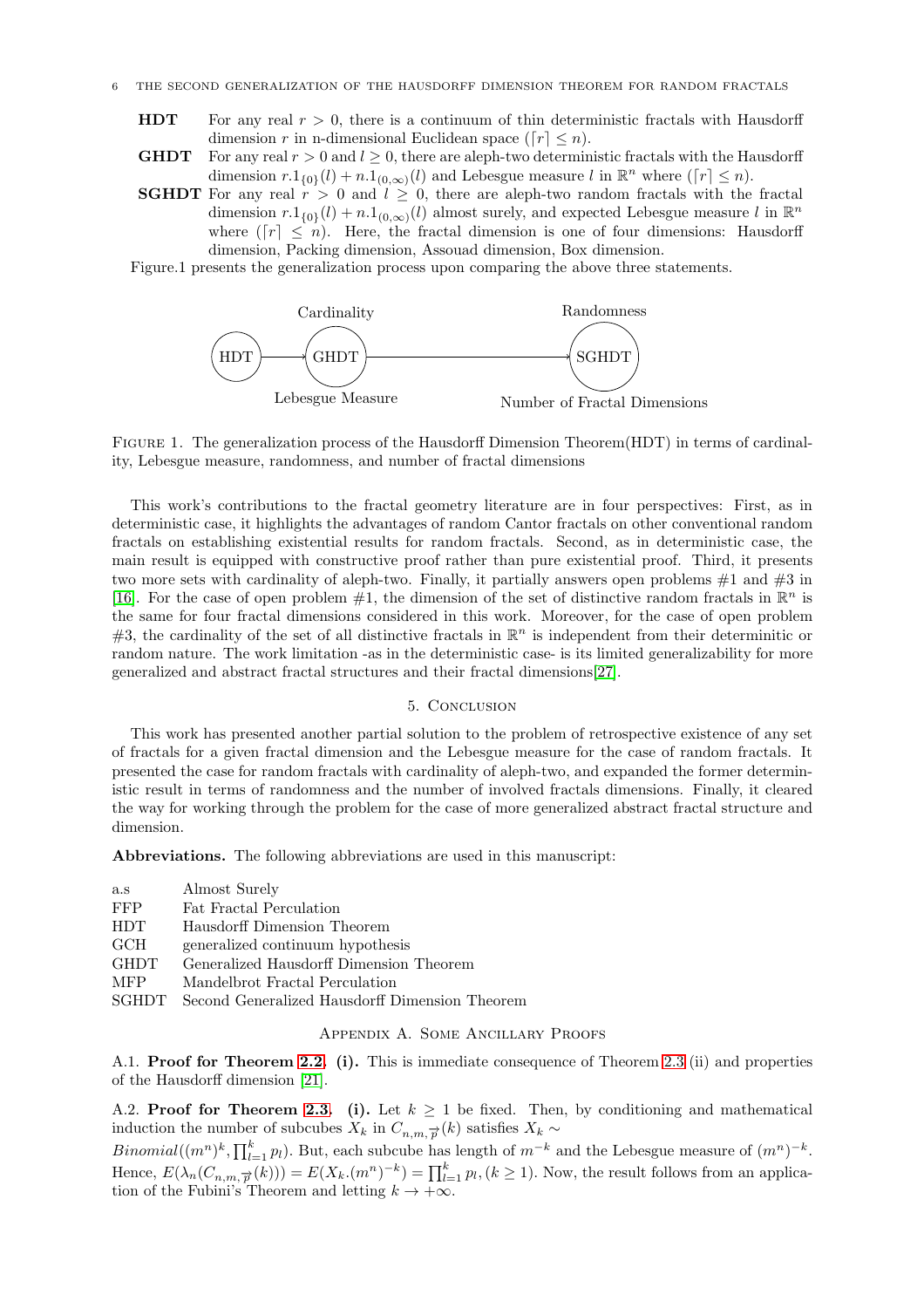**HDT** For any real $r > 0$, there is a continuum of thin deterministic fractals with Hausdorff dimension $r$ in n-dimensional Euclidean space ($\lceil r \rceil \leq n$).

**GHDT** For any real $r > 0$ and $l \geq 0$, there are aleph-two deterministic fractals with the Hausdorff dimension $r.1_{\{0\}}(l) + n.1_{(0,\infty)}(l)$ and Lebesgue measure $l$ in $\mathbb{R}^n$ where ($\lceil r \rceil \leq n$).

**SGHDT** For any real $r > 0$ and $l \geq 0$, there are aleph-two random fractals with the fractal dimension $r.1_{\{0\}}(l) + n.1_{(0,\infty)}(l)$ almost surely, and expected Lebesgue measure $l$ in $\mathbb{R}^n$ where ($\lceil r \rceil \leq n$). Here, the fractal dimension is one of four dimensions: Hausdorff dimension, Packing dimension, Assouad dimension, Box dimension.

Figure.1 presents the generalization process upon comparing the above three statements.

HDT → GHDT (Cardinality, Lebesgue Measure) → SGHDT (Randomness, Number of Fractal Dimensions)

Figure 1. The generalization process of the Hausdorff Dimension Theorem(HDT) in terms of cardinality, Lebesgue measure, randomness, and number of fractal dimensions

This work's contributions to the fractal geometry literature are in four perspectives: First, as in deterministic case, it highlights the advantages of random Cantor fractals on other conventional random fractals on establishing existential results for random fractals. Second, as in deterministic case, the main result is equipped with constructive proof rather than pure existential proof. Third, it presents two more sets with cardinality of aleph-two. Finally, it partially answers open problems #1 and #3 in [16]. For the case of open problem #1, the dimension of the set of distinctive random fractals in $\mathbb{R}^n$ is the same for four fractal dimensions considered in this work. Moreover, for the case of open problem #3, the cardinality of the set of all distinctive fractals in $\mathbb{R}^n$ is independent from their determinitic or random nature. The work limitation -as in the deterministic case- is its limited generalizability for more generalized and abstract fractal structures and their fractal dimensions[27].

## 5. Conclusion

This work has presented another partial solution to the problem of retrospective existence of any set of fractals for a given fractal dimension and the Lebesgue measure for the case of random fractals. It presented the case for random fractals with cardinality of aleph-two, and expanded the former deterministic result in terms of randomness and the number of involved fractals dimensions. Finally, it cleared the way for working through the problem for the case of more generalized abstract fractal structure and dimension.

**Abbreviations.** The following abbreviations are used in this manuscript:

| | |
|---|---|
| a.s | Almost Surely |
| FFP | Fat Fractal Perculation |
| HDT | Hausdorff Dimension Theorem |
| GCH | generalized continuum hypothesis |
| GHDT | Generalized Hausdorff Dimension Theorem |
| MFP | Mandelbrot Fractal Perculation |
| SGHDT | Second Generalized Hausdorff Dimension Theorem |

## Appendix A. Some Ancillary Proofs

A.1. **Proof for Theorem 2.2. (i).** This is immediate consequence of Theorem 2.3 (ii) and properties of the Hausdorff dimension [21].

A.2. **Proof for Theorem 2.3. (i).** Let $k \geq 1$ be fixed. Then, by conditioning and mathematical induction the number of subcubes $X_k$ in $C_{n,m,\overrightarrow{p}}(k)$ satisfies $X_k \sim Binomial((m^n)^k, \prod_{l=1}^{k} p_l)$. But, each subcube has length of $m^{-k}$ and the Lebesgue measure of $(m^n)^{-k}$. Hence, $E(\lambda_n(C_{n,m,\overrightarrow{p}}(k))) = E(X_k.(m^n)^{-k}) = \prod_{l=1}^{k} p_l, (k \geq 1)$. Now, the result follows from an application of the Fubini's Theorem and letting $k \to +\infty$.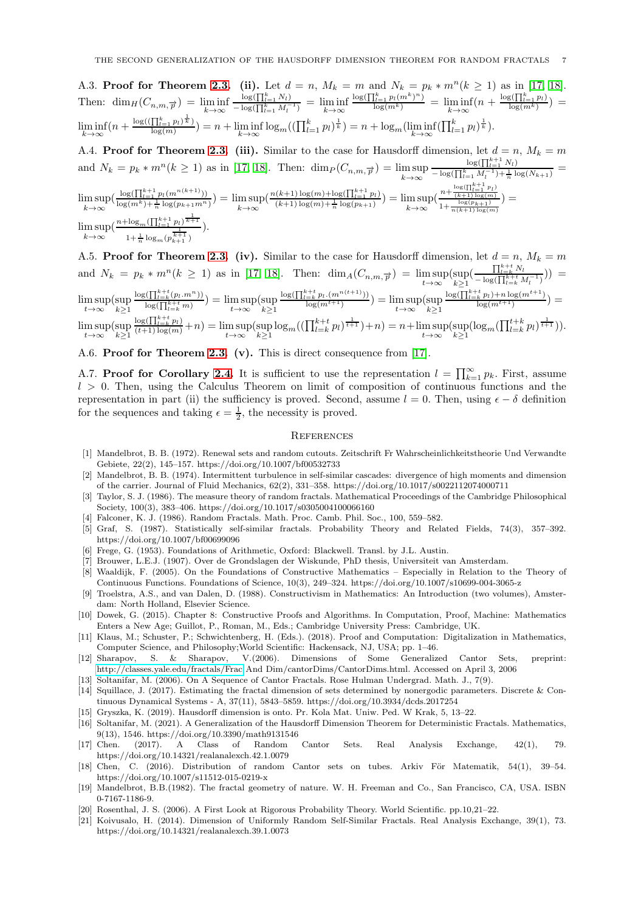A.3. **Proof for Theorem 2.3. (ii).** Let $d = n$, $M_k = m$ and $N_k = p_k * m^n (k \geq 1)$ as in [17, 18]. Then: $\dim_H(C_{n,m,\overrightarrow{p}}) = \liminf_{k\to\infty} \frac{\log(\prod_{l=1}^{k} N_l)}{-\log(\prod_{l=1}^{k} M_l^{-1})} = \liminf_{k\to\infty} \frac{\log(\prod_{l=1}^{k} p_l (m^k)^n)}{\log(m^k)} = \liminf_{k\to\infty}(n + \frac{\log(\prod_{l=1}^{k} p_l)}{\log(m^k)}) = \liminf_{k\to\infty}(n + \frac{\log((\prod_{l=1}^{k} p_l)^{\frac{1}{k}})}{\log(m)}) = n + \liminf_{k\to\infty} \log_m((\prod_{l=1}^{k} p_l)^{\frac{1}{k}}) = n + \log_m(\liminf_{k\to\infty}(\prod_{l=1}^{k} p_l)^{\frac{1}{k}})$.

A.4. **Proof for Theorem 2.3. (iii).** Similar to the case for Hausdorff dimension, let $d = n$, $M_k = m$ and $N_k = p_k * m^n (k \geq 1)$ as in [17, 18]. Then: $\dim_P(C_{n,m,\overrightarrow{p}}) = \limsup_{k\to\infty} \frac{\log(\prod_{l=1}^{k+1} N_l)}{-\log(\prod_{l=1}^{k} M_l^{-1}) + \frac{1}{n}\log(N_{k+1})} = \limsup_{k\to\infty}(\frac{\log(\prod_{l=1}^{k+1} p_l (m^{n(k+1)}))}{\log(m^k) + \frac{1}{n}\log(p_{k+1} m^n)}) = \limsup_{k\to\infty}(\frac{n(k+1)\log(m) + \log(\prod_{l=1}^{k+1} p_l)}{(k+1)\log(m) + \frac{1}{n}\log(p_{k+1})}) = \limsup_{k\to\infty}(\frac{n + \frac{\log(\prod_{l=1}^{k+1} p_l)}{(k+1)\log(m)}}{1 + \frac{\log(p_{k+1})}{n(k+1)\log(m)}}) = \limsup_{k\to\infty}(\frac{n + \log_m(\prod_{l=1}^{k+1} p_l)^{\frac{1}{k+1}}}{1 + \frac{1}{n}\log_m(p_{k+1}^{\frac{1}{k+1}})})$.

A.5. **Proof for Theorem 2.3. (iv).** Similar to the case for Hausdorff dimension, let $d = n$, $M_k = m$ and $N_k = p_k * m^n (k \geq 1)$ as in [17, 18]. Then: $\dim_A(C_{n,m,\overrightarrow{p}}) = \limsup_{t\to\infty}(\sup_{k\geq 1}(\frac{\prod_{l=k}^{k+t} N_l}{-\log(\prod_{l=k}^{k+t} M_l^{-1})})) = \limsup_{t\to\infty}(\sup_{k\geq 1} \frac{\log(\prod_{l=k}^{k+t}(p_l.m^n))}{\log(\prod_{l=k}^{k+t} m)}) = \limsup_{t\to\infty}(\sup_{k\geq 1} \frac{\log(\prod_{l=k}^{k+t} p_l.(m^{n(t+1)}))}{\log(m^{t+1})}) = \limsup_{t\to\infty}(\sup_{k\geq 1} \frac{\log(\prod_{l=k}^{k+t} p_l) + n\log(m^{t+1})}{\log(m^{t+1})}) = \limsup_{t\to\infty}(\sup_{k\geq 1} \frac{\log(\prod_{l=k}^{k+t} p_l)}{(t+1)\log(m)} + n) = \limsup_{t\to\infty}(\sup_{k\geq 1} \log_m((\prod_{l=k}^{k+t} p_l)^{\frac{1}{t+1}}) + n) = n + \limsup_{t\to\infty}(\sup_{k\geq 1}(\log_m(\prod_{l=k}^{t+k} p_l)^{\frac{1}{t+1}}))$.

A.6. **Proof for Theorem 2.3. (v).** This is direct consequence from [17].

A.7. **Proof for Corollary 2.4.** It is sufficient to use the representation $l = \prod_{k=1}^{\infty} p_k$. First, assume $l > 0$. Then, using the Calculus Theorem on limit of composition of continuous functions and the representation in part (ii) the sufficiency is proved. Second, assume $l = 0$. Then, using $\epsilon - \delta$ definition for the sequences and taking $\epsilon = \frac{1}{2}$, the necessity is proved.

## References

[1] Mandelbrot, B. B. (1972). Renewal sets and random cutouts. Zeitschrift Fr Wahrscheinlichkeitstheorie Und Verwandte Gebiete, 22(2), 145–157. https://doi.org/10.1007/bf00532733

[2] Mandelbrot, B. B. (1974). Intermittent turbulence in self-similar cascades: divergence of high moments and dimension of the carrier. Journal of Fluid Mechanics, 62(2), 331–358. https://doi.org/10.1017/s0022112074000711

[3] Taylor, S. J. (1986). The measure theory of random fractals. Mathematical Proceedings of the Cambridge Philosophical Society, 100(3), 383–406. https://doi.org/10.1017/s0305004100066160

[4] Falconer, K. J. (1986). Random Fractals. Math. Proc. Camb. Phil. Soc., 100, 559–582.

[5] Graf, S. (1987). Statistically self-similar fractals. Probability Theory and Related Fields, 74(3), 357–392. https://doi.org/10.1007/bf00699096

[6] Frege, G. (1953). Foundations of Arithmetic, Oxford: Blackwell. Transl. by J.L. Austin.

[7] Brouwer, L.E.J. (1907). Over de Grondslagen der Wiskunde, PhD thesis, Universiteit van Amsterdam.

[8] Waaldijk, F. (2005). On the Foundations of Constructive Mathematics – Especially in Relation to the Theory of Continuous Functions. Foundations of Science, 10(3), 249–324. https://doi.org/10.1007/s10699-004-3065-z

[9] Troelstra, A.S., and van Dalen, D. (1988). Constructivism in Mathematics: An Introduction (two volumes), Amsterdam: North Holland, Elsevier Science.

[10] Dowek, G. (2015). Chapter 8: Constructive Proofs and Algorithms. In Computation, Proof, Machine: Mathematics Enters a New Age; Guillot, P., Roman, M., Eds.; Cambridge University Press: Cambridge, UK.

[11] Klaus, M.; Schuster, P.; Schwichtenberg, H. (Eds.). (2018). Proof and Computation: Digitalization in Mathematics, Computer Science, and Philosophy;World Scientific: Hackensack, NJ, USA; pp. 1–46.

[12] Sharapov, S. & Sharapov, V.(2006). Dimensions of Some Generalized Cantor Sets, preprint: http://classes.yale.edu/fractals/Frac And Dim/cantorDims/CantorDims.html. Accessed on April 3, 2006

[13] Soltanifar, M. (2006). On A Sequence of Cantor Fractals. Rose Hulman Undergrad. Math. J., 7(9).

[14] Squillace, J. (2017). Estimating the fractal dimension of sets determined by nonergodic parameters. Discrete & Continuous Dynamical Systems - A, 37(11), 5843–5859. https://doi.org/10.3934/dcds.2017254

[15] Gryszka, K. (2019). Hausdorff dimension is onto. Pr. Kola Mat. Uniw. Ped. W Krak, 5, 13–22.

[16] Soltanifar, M. (2021). A Generalization of the Hausdorff Dimension Theorem for Deterministic Fractals. Mathematics, 9(13), 1546. https://doi.org/10.3390/math9131546

[17] Chen. (2017). A Class of Random Cantor Sets. Real Analysis Exchange, 42(1), 79. https://doi.org/10.14321/realanalexch.42.1.0079

[18] Chen, C. (2016). Distribution of random Cantor sets on tubes. Arkiv För Matematik, 54(1), 39–54. https://doi.org/10.1007/s11512-015-0219-x

[19] Mandelbrot, B.B.(1982). The fractal geometry of nature. W. H. Freeman and Co., San Francisco, CA, USA. ISBN 0-7167-1186-9.

[20] Rosenthal, J. S. (2006). A First Look at Rigorous Probability Theory. World Scientific. pp.10,21–22.

[21] Koivusalo, H. (2014). Dimension of Uniformly Random Self-Similar Fractals. Real Analysis Exchange, 39(1), 73. https://doi.org/10.14321/realanalexch.39.1.0073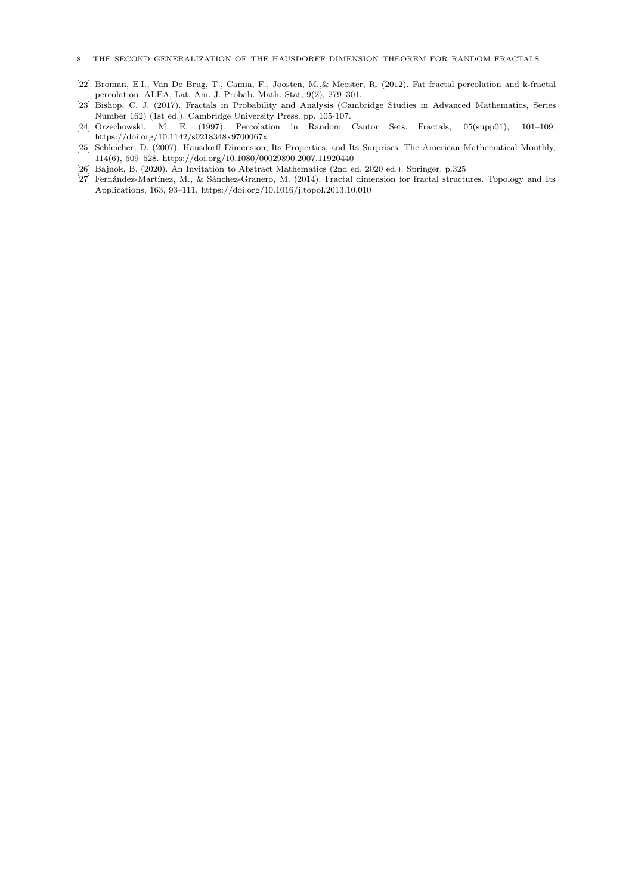[22] Broman, E.I., Van De Brug, T., Camia, F., Joosten, M.,& Meester, R. (2012). Fat fractal percolation and k-fractal percolation. ALEA, Lat. Am. J. Probab. Math. Stat, 9(2), 279–301.

[23] Bishop, C. J. (2017). Fractals in Probability and Analysis (Cambridge Studies in Advanced Mathematics, Series Number 162) (1st ed.). Cambridge University Press. pp. 105-107.

[24] Orzechowski, M. E. (1997). Percolation in Random Cantor Sets. Fractals, 05(supp01), 101–109. https://doi.org/10.1142/s0218348x9700067x

[25] Schleicher, D. (2007). Hausdorff Dimension, Its Properties, and Its Surprises. The American Mathematical Monthly, 114(6), 509–528. https://doi.org/10.1080/00029890.2007.11920440

[26] Bajnok, B. (2020). An Invitation to Abstract Mathematics (2nd ed. 2020 ed.). Springer. p.325

[27] Fernández-Martínez, M., & Sánchez-Granero, M. (2014). Fractal dimension for fractal structures. Topology and Its Applications, 163, 93–111. https://doi.org/10.1016/j.topol.2013.10.010